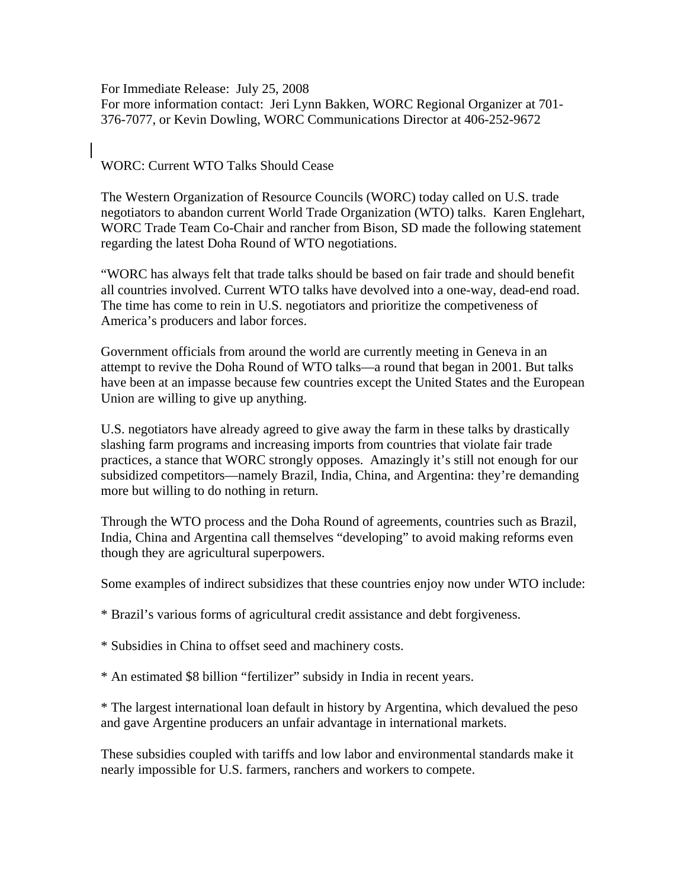For Immediate Release: July 25, 2008
For more information contact: Jeri Lynn Bakken, WORC Regional Organizer at 701-376-7077, or Kevin Dowling, WORC Communications Director at 406-252-9672

# WORC: Current WTO Talks Should Cease

The Western Organization of Resource Councils (WORC) today called on U.S. trade negotiators to abandon current World Trade Organization (WTO) talks. Karen Englehart, WORC Trade Team Co-Chair and rancher from Bison, SD made the following statement regarding the latest Doha Round of WTO negotiations.

"WORC has always felt that trade talks should be based on fair trade and should benefit all countries involved. Current WTO talks have devolved into a one-way, dead-end road. The time has come to rein in U.S. negotiators and prioritize the competiveness of America's producers and labor forces.

Government officials from around the world are currently meeting in Geneva in an attempt to revive the Doha Round of WTO talks—a round that began in 2001. But talks have been at an impasse because few countries except the United States and the European Union are willing to give up anything.

U.S. negotiators have already agreed to give away the farm in these talks by drastically slashing farm programs and increasing imports from countries that violate fair trade practices, a stance that WORC strongly opposes. Amazingly it's still not enough for our subsidized competitors—namely Brazil, India, China, and Argentina: they're demanding more but willing to do nothing in return.

Through the WTO process and the Doha Round of agreements, countries such as Brazil, India, China and Argentina call themselves "developing" to avoid making reforms even though they are agricultural superpowers.

Some examples of indirect subsidizes that these countries enjoy now under WTO include:

* Brazil's various forms of agricultural credit assistance and debt forgiveness.

* Subsidies in China to offset seed and machinery costs.

* An estimated $8 billion "fertilizer" subsidy in India in recent years.

* The largest international loan default in history by Argentina, which devalued the peso and gave Argentine producers an unfair advantage in international markets.

These subsidies coupled with tariffs and low labor and environmental standards make it nearly impossible for U.S. farmers, ranchers and workers to compete.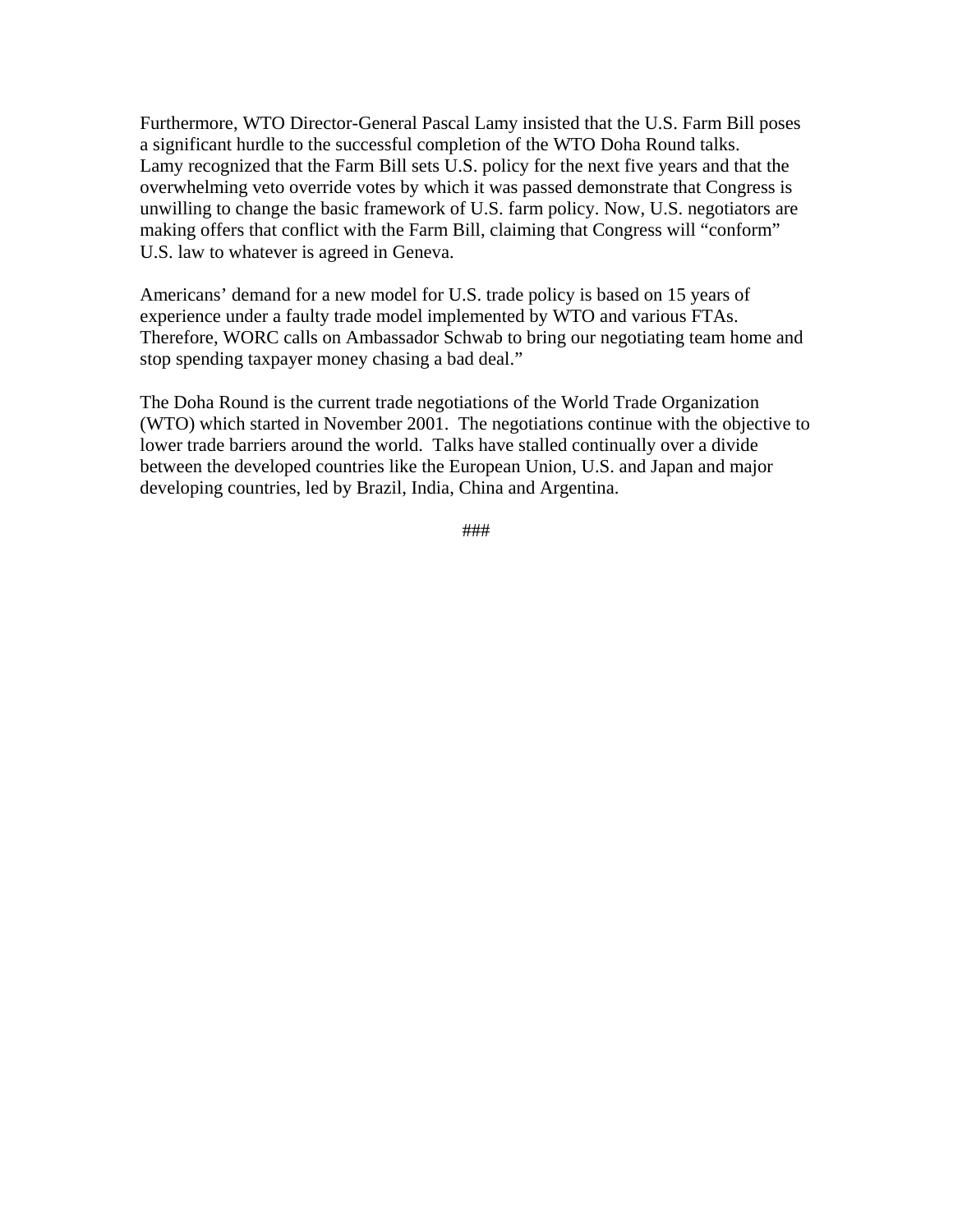Furthermore, WTO Director-General Pascal Lamy insisted that the U.S. Farm Bill poses a significant hurdle to the successful completion of the WTO Doha Round talks. Lamy recognized that the Farm Bill sets U.S. policy for the next five years and that the overwhelming veto override votes by which it was passed demonstrate that Congress is unwilling to change the basic framework of U.S. farm policy. Now, U.S. negotiators are making offers that conflict with the Farm Bill, claiming that Congress will "conform" U.S. law to whatever is agreed in Geneva.

Americans' demand for a new model for U.S. trade policy is based on 15 years of experience under a faulty trade model implemented by WTO and various FTAs. Therefore, WORC calls on Ambassador Schwab to bring our negotiating team home and stop spending taxpayer money chasing a bad deal."

The Doha Round is the current trade negotiations of the World Trade Organization (WTO) which started in November 2001. The negotiations continue with the objective to lower trade barriers around the world. Talks have stalled continually over a divide between the developed countries like the European Union, U.S. and Japan and major developing countries, led by Brazil, India, China and Argentina.

###